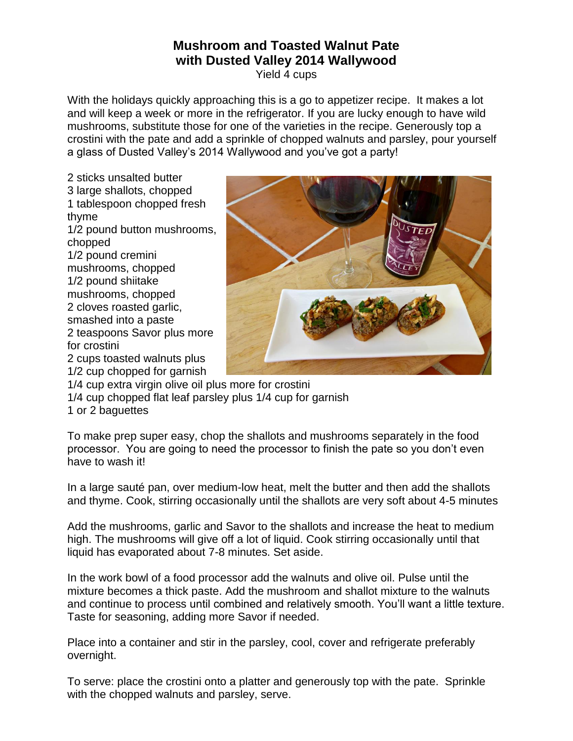# Mushroom and Toasted Walnut Pate with Dusted Valley 2014 Wallywood

Yield 4 cups

With the holidays quickly approaching this is a go to appetizer recipe. It makes a lot and will keep a week or more in the refrigerator. If you are lucky enough to have wild mushrooms, substitute those for one of the varieties in the recipe. Generously top a crostini with the pate and add a sprinkle of chopped walnuts and parsley, pour yourself a glass of Dusted Valley's 2014 Wallywood and you've got a party!

2 sticks unsalted butter
3 large shallots, chopped
1 tablespoon chopped fresh thyme
1/2 pound button mushrooms, chopped
1/2 pound cremini mushrooms, chopped
1/2 pound shiitake mushrooms, chopped
2 cloves roasted garlic, smashed into a paste
2 teaspoons Savor plus more for crostini
2 cups toasted walnuts plus 1/2 cup chopped for garnish
1/4 cup extra virgin olive oil plus more for crostini
1/4 cup chopped flat leaf parsley plus 1/4 cup for garnish
1 or 2 baguettes

To make prep super easy, chop the shallots and mushrooms separately in the food processor. You are going to need the processor to finish the pate so you don't even have to wash it!

In a large sauté pan, over medium-low heat, melt the butter and then add the shallots and thyme. Cook, stirring occasionally until the shallots are very soft about 4-5 minutes

Add the mushrooms, garlic and Savor to the shallots and increase the heat to medium high. The mushrooms will give off a lot of liquid. Cook stirring occasionally until that liquid has evaporated about 7-8 minutes. Set aside.

In the work bowl of a food processor add the walnuts and olive oil. Pulse until the mixture becomes a thick paste. Add the mushroom and shallot mixture to the walnuts and continue to process until combined and relatively smooth. You'll want a little texture. Taste for seasoning, adding more Savor if needed.

Place into a container and stir in the parsley, cool, cover and refrigerate preferably overnight.

To serve: place the crostini onto a platter and generously top with the pate. Sprinkle with the chopped walnuts and parsley, serve.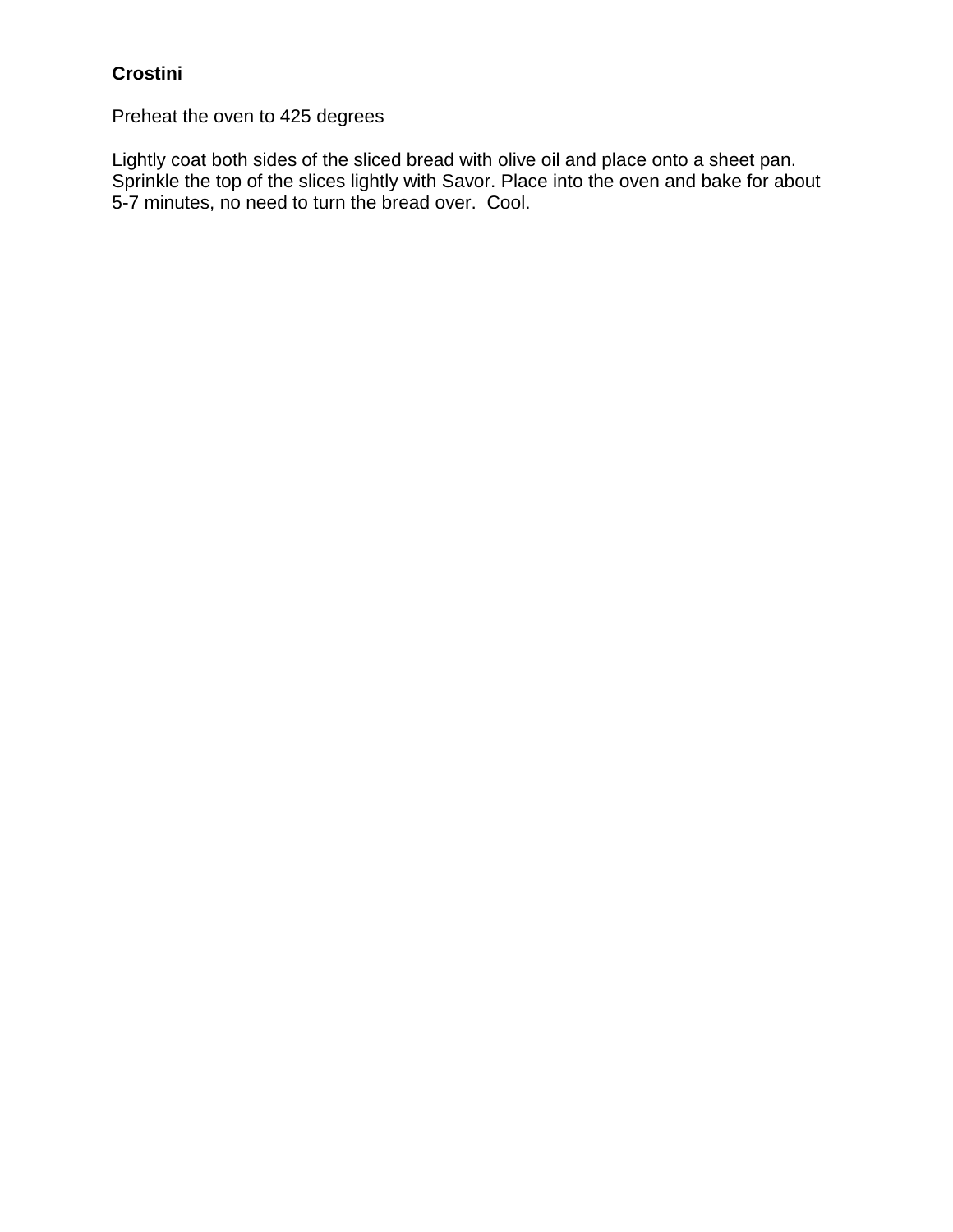**Crostini**

Preheat the oven to 425 degrees

Lightly coat both sides of the sliced bread with olive oil and place onto a sheet pan. Sprinkle the top of the slices lightly with Savor. Place into the oven and bake for about 5-7 minutes, no need to turn the bread over. Cool.